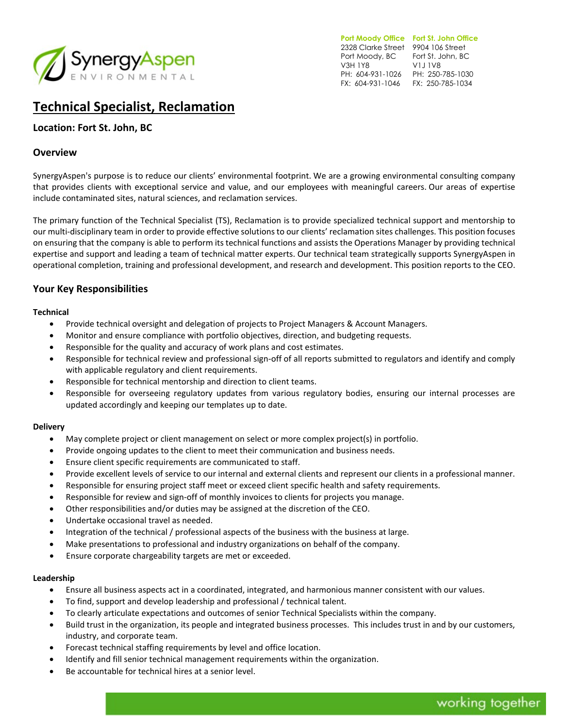SynergyAspen ENVIRONMENTAL

**Port Moody Office**
2328 Clarke Street
Port Moody, BC
V3H 1Y8
PH: 604-931-1026
FX: 604-931-1046

**Fort St. John Office**
9904 106 Street
Fort St. John, BC
V1J 1V8
PH: 250-785-1030
FX: 250-785-1034

# Technical Specialist, Reclamation

### Location: Fort St. John, BC

## Overview

SynergyAspen's purpose is to reduce our clients' environmental footprint. We are a growing environmental consulting company that provides clients with exceptional service and value, and our employees with meaningful careers. Our areas of expertise include contaminated sites, natural sciences, and reclamation services.

The primary function of the Technical Specialist (TS), Reclamation is to provide specialized technical support and mentorship to our multi-disciplinary team in order to provide effective solutions to our clients' reclamation sites challenges. This position focuses on ensuring that the company is able to perform its technical functions and assists the Operations Manager by providing technical expertise and support and leading a team of technical matter experts. Our technical team strategically supports SynergyAspen in operational completion, training and professional development, and research and development. This position reports to the CEO.

## Your Key Responsibilities

**Technical**

- Provide technical oversight and delegation of projects to Project Managers & Account Managers.
- Monitor and ensure compliance with portfolio objectives, direction, and budgeting requests.
- Responsible for the quality and accuracy of work plans and cost estimates.
- Responsible for technical review and professional sign-off of all reports submitted to regulators and identify and comply with applicable regulatory and client requirements.
- Responsible for technical mentorship and direction to client teams.
- Responsible for overseeing regulatory updates from various regulatory bodies, ensuring our internal processes are updated accordingly and keeping our templates up to date.

**Delivery**

- May complete project or client management on select or more complex project(s) in portfolio.
- Provide ongoing updates to the client to meet their communication and business needs.
- Ensure client specific requirements are communicated to staff.
- Provide excellent levels of service to our internal and external clients and represent our clients in a professional manner.
- Responsible for ensuring project staff meet or exceed client specific health and safety requirements.
- Responsible for review and sign-off of monthly invoices to clients for projects you manage.
- Other responsibilities and/or duties may be assigned at the discretion of the CEO.
- Undertake occasional travel as needed.
- Integration of the technical / professional aspects of the business with the business at large.
- Make presentations to professional and industry organizations on behalf of the company.
- Ensure corporate chargeability targets are met or exceeded.

**Leadership**

- Ensure all business aspects act in a coordinated, integrated, and harmonious manner consistent with our values.
- To find, support and develop leadership and professional / technical talent.
- To clearly articulate expectations and outcomes of senior Technical Specialists within the company.
- Build trust in the organization, its people and integrated business processes. This includes trust in and by our customers, industry, and corporate team.
- Forecast technical staffing requirements by level and office location.
- Identify and fill senior technical management requirements within the organization.
- Be accountable for technical hires at a senior level.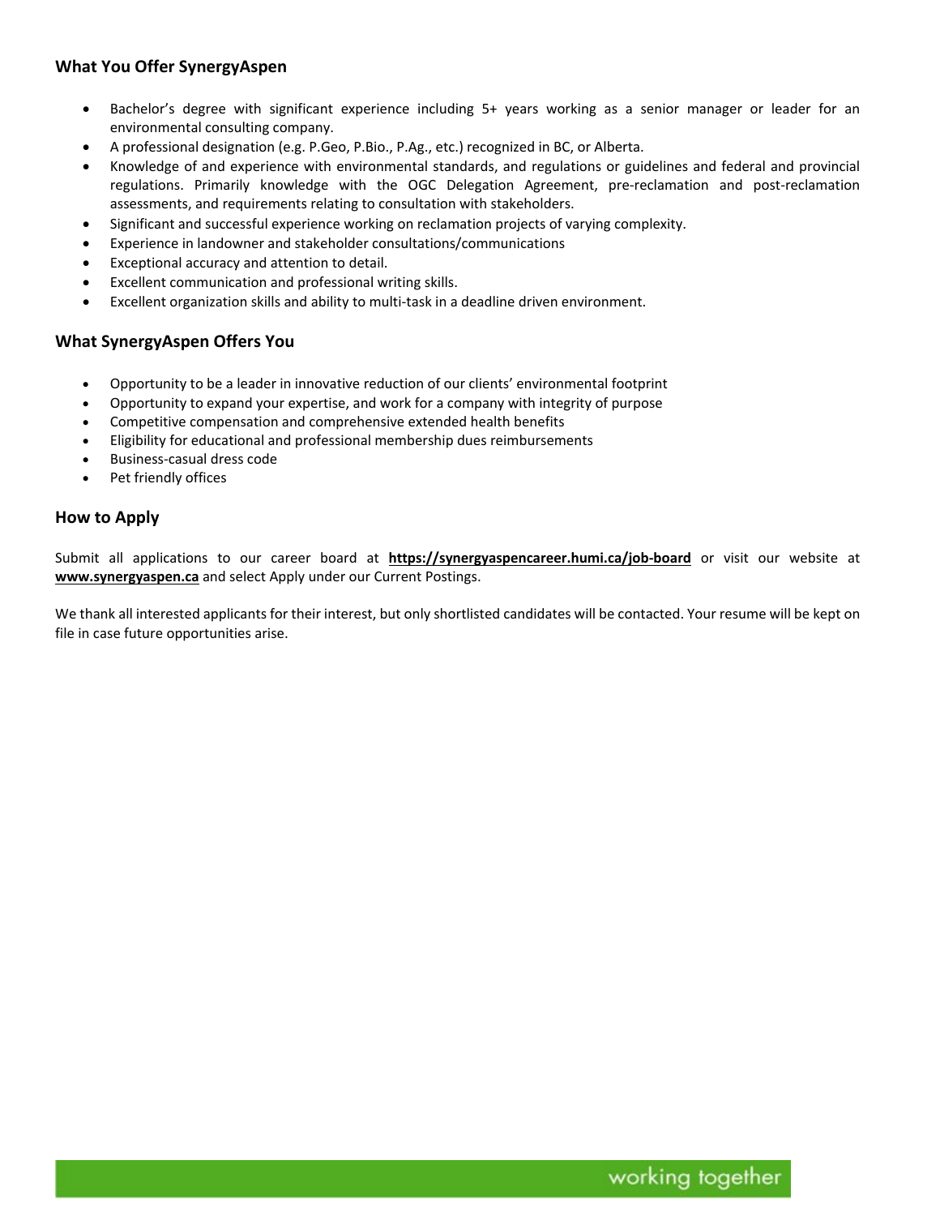### What You Offer SynergyAspen

- Bachelor's degree with significant experience including 5+ years working as a senior manager or leader for an environmental consulting company.
- A professional designation (e.g. P.Geo, P.Bio., P.Ag., etc.) recognized in BC, or Alberta.
- Knowledge of and experience with environmental standards, and regulations or guidelines and federal and provincial regulations. Primarily knowledge with the OGC Delegation Agreement, pre-reclamation and post-reclamation assessments, and requirements relating to consultation with stakeholders.
- Significant and successful experience working on reclamation projects of varying complexity.
- Experience in landowner and stakeholder consultations/communications
- Exceptional accuracy and attention to detail.
- Excellent communication and professional writing skills.
- Excellent organization skills and ability to multi-task in a deadline driven environment.

### What SynergyAspen Offers You

- Opportunity to be a leader in innovative reduction of our clients' environmental footprint
- Opportunity to expand your expertise, and work for a company with integrity of purpose
- Competitive compensation and comprehensive extended health benefits
- Eligibility for educational and professional membership dues reimbursements
- Business-casual dress code
- Pet friendly offices

### How to Apply

Submit all applications to our career board at **https://synergyaspencareer.humi.ca/job-board** or visit our website at **www.synergyaspen.ca** and select Apply under our Current Postings.

We thank all interested applicants for their interest, but only shortlisted candidates will be contacted. Your resume will be kept on file in case future opportunities arise.